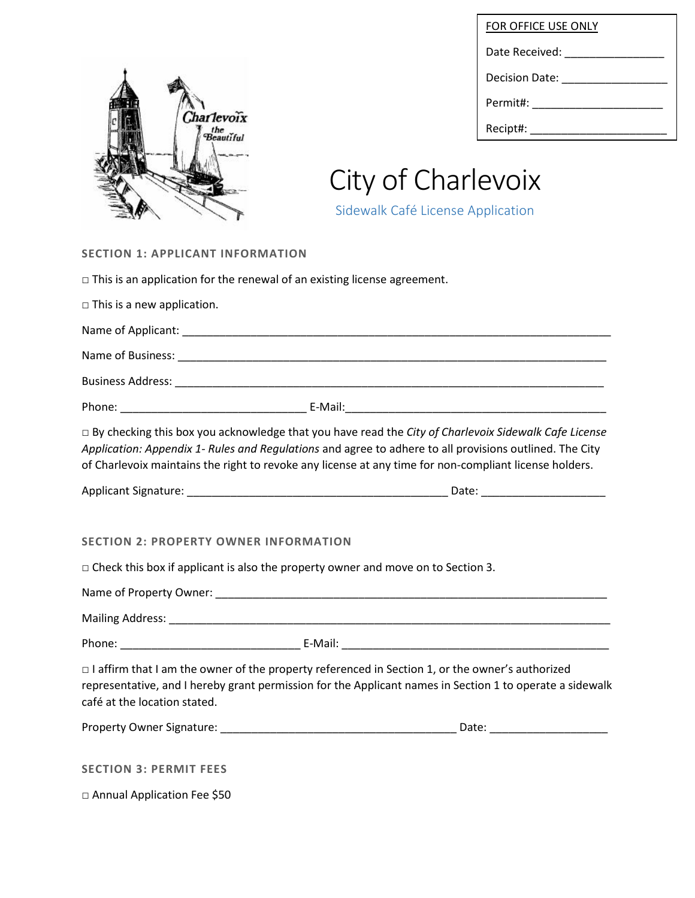FOR OFFICE USE ONLY

Date Received: ________________

Decision Date: _________________

Permit#: _____________________

Recipt#: ______________________

# City of Charlevoix

## Sidewalk Café License Application

### SECTION 1: APPLICANT INFORMATION

□ This is an application for the renewal of an existing license agreement.

□ This is a new application.

Name of Applicant: ___________________________________________________________________

Name of Business: ___________________________________________________________________

Business Address: ___________________________________________________________________

Phone: ______________________________ E-Mail:__________________________________________

□ By checking this box you acknowledge that you have read the *City of Charlevoix Sidewalk Cafe License Application: Appendix 1- Rules and Regulations* and agree to adhere to all provisions outlined. The City of Charlevoix maintains the right to revoke any license at any time for non-compliant license holders.

Applicant Signature: __________________________________________ Date: ____________________

### SECTION 2: PROPERTY OWNER INFORMATION

□ Check this box if applicant is also the property owner and move on to Section 3.

Name of Property Owner: ______________________________________________________________

Mailing Address: _____________________________________________________________________

Phone: _____________________________ E-Mail: ____________________________________________

□ I affirm that I am the owner of the property referenced in Section 1, or the owner's authorized representative, and I hereby grant permission for the Applicant names in Section 1 to operate a sidewalk café at the location stated.

Property Owner Signature: ______________________________________ Date: ___________________

### SECTION 3: PERMIT FEES

□ Annual Application Fee $50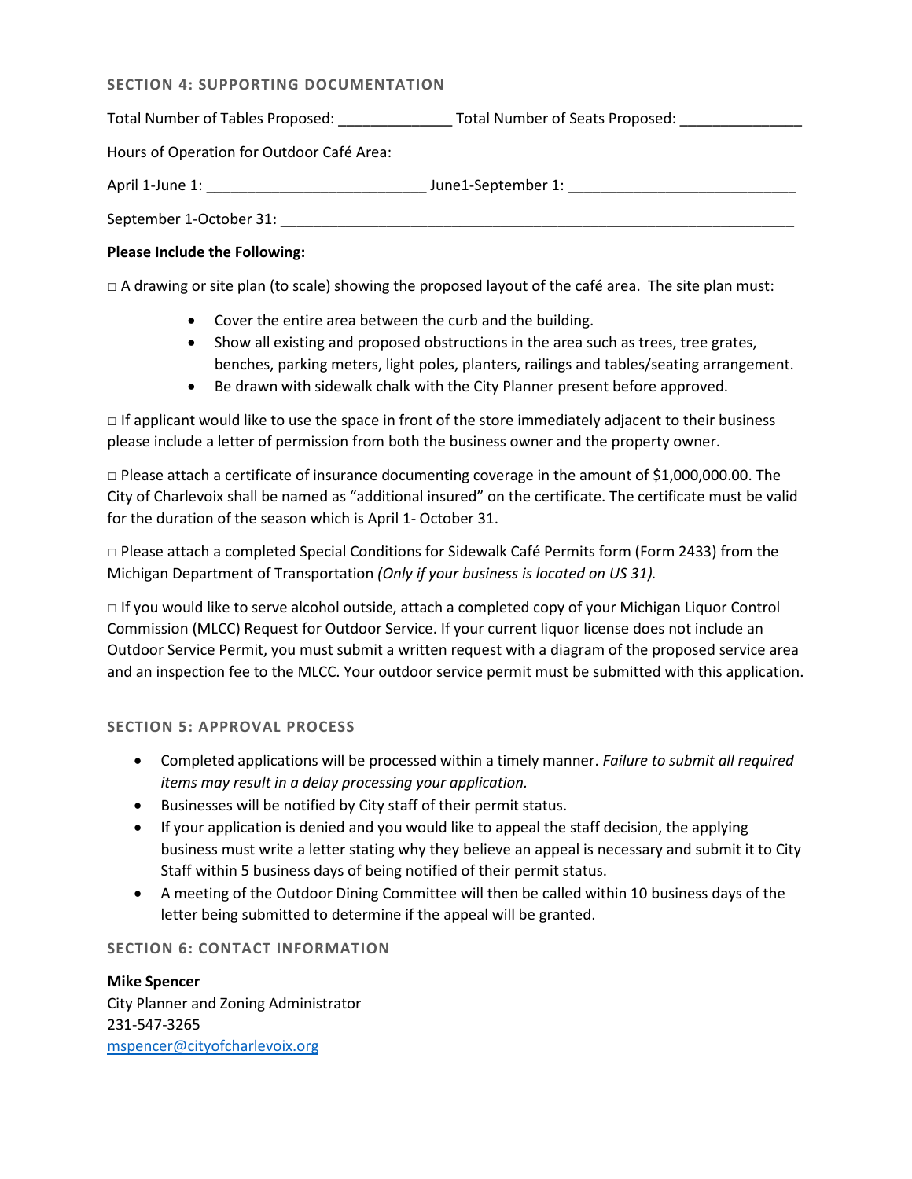## SECTION 4: SUPPORTING DOCUMENTATION

Total Number of Tables Proposed: ______________ Total Number of Seats Proposed: _______________

Hours of Operation for Outdoor Café Area:

April 1-June 1: ___________________________ June1-September 1: ____________________________

September 1-October 31: _________________________________________________________________

**Please Include the Following:**

□ A drawing or site plan (to scale) showing the proposed layout of the café area. The site plan must:

- Cover the entire area between the curb and the building.
- Show all existing and proposed obstructions in the area such as trees, tree grates, benches, parking meters, light poles, planters, railings and tables/seating arrangement.
- Be drawn with sidewalk chalk with the City Planner present before approved.

□ If applicant would like to use the space in front of the store immediately adjacent to their business please include a letter of permission from both the business owner and the property owner.

□ Please attach a certificate of insurance documenting coverage in the amount of $1,000,000.00. The City of Charlevoix shall be named as "additional insured" on the certificate. The certificate must be valid for the duration of the season which is April 1- October 31.

□ Please attach a completed Special Conditions for Sidewalk Café Permits form (Form 2433) from the Michigan Department of Transportation *(Only if your business is located on US 31).*

□ If you would like to serve alcohol outside, attach a completed copy of your Michigan Liquor Control Commission (MLCC) Request for Outdoor Service. If your current liquor license does not include an Outdoor Service Permit, you must submit a written request with a diagram of the proposed service area and an inspection fee to the MLCC. Your outdoor service permit must be submitted with this application.

## SECTION 5: APPROVAL PROCESS

- Completed applications will be processed within a timely manner. *Failure to submit all required items may result in a delay processing your application.*
- Businesses will be notified by City staff of their permit status.
- If your application is denied and you would like to appeal the staff decision, the applying business must write a letter stating why they believe an appeal is necessary and submit it to City Staff within 5 business days of being notified of their permit status.
- A meeting of the Outdoor Dining Committee will then be called within 10 business days of the letter being submitted to determine if the appeal will be granted.

## SECTION 6: CONTACT INFORMATION

**Mike Spencer**
City Planner and Zoning Administrator
231-547-3265
mspencer@cityofcharlevoix.org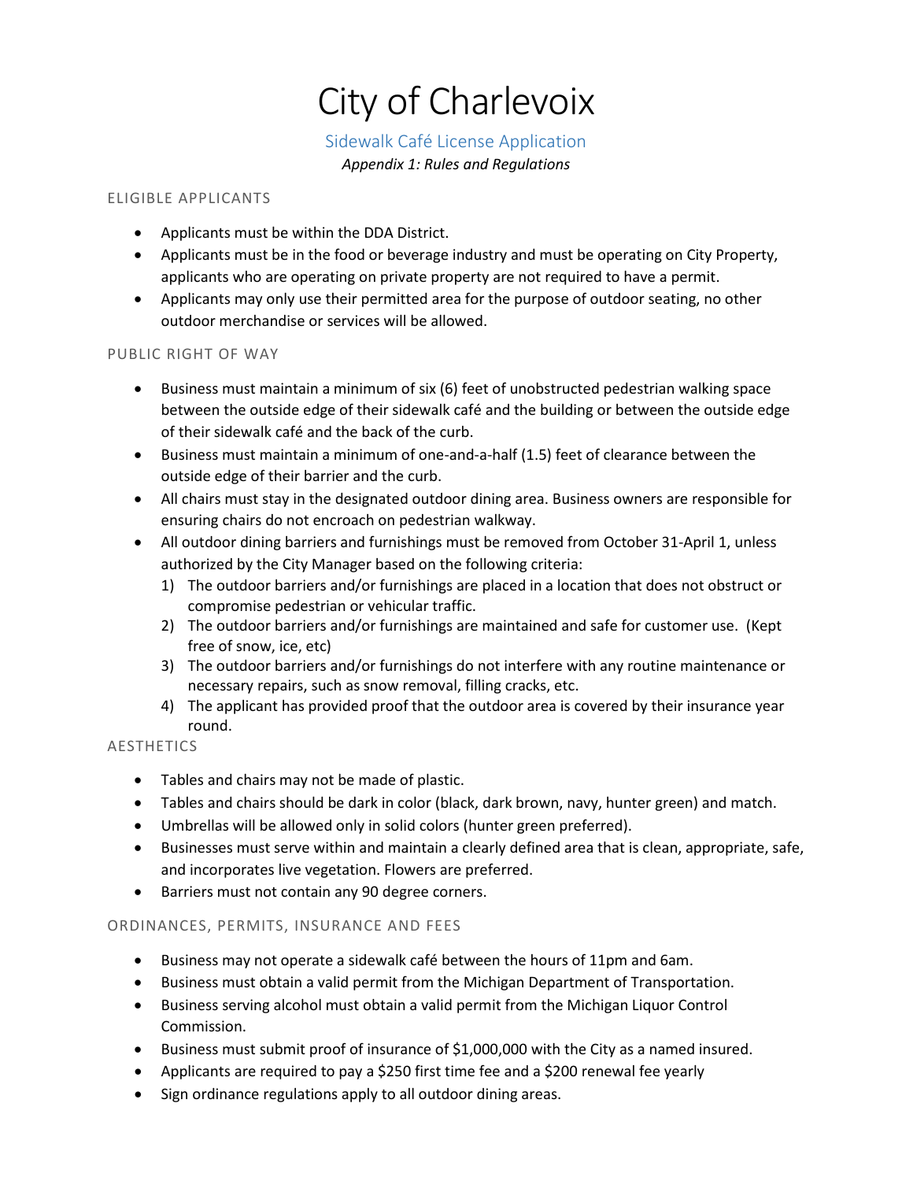# City of Charlevoix

## Sidewalk Café License Application

*Appendix 1: Rules and Regulations*

### ELIGIBLE APPLICANTS

- Applicants must be within the DDA District.
- Applicants must be in the food or beverage industry and must be operating on City Property, applicants who are operating on private property are not required to have a permit.
- Applicants may only use their permitted area for the purpose of outdoor seating, no other outdoor merchandise or services will be allowed.

### PUBLIC RIGHT OF WAY

- Business must maintain a minimum of six (6) feet of unobstructed pedestrian walking space between the outside edge of their sidewalk café and the building or between the outside edge of their sidewalk café and the back of the curb.
- Business must maintain a minimum of one-and-a-half (1.5) feet of clearance between the outside edge of their barrier and the curb.
- All chairs must stay in the designated outdoor dining area. Business owners are responsible for ensuring chairs do not encroach on pedestrian walkway.
- All outdoor dining barriers and furnishings must be removed from October 31-April 1, unless authorized by the City Manager based on the following criteria:
  1) The outdoor barriers and/or furnishings are placed in a location that does not obstruct or compromise pedestrian or vehicular traffic.
  2) The outdoor barriers and/or furnishings are maintained and safe for customer use. (Kept free of snow, ice, etc)
  3) The outdoor barriers and/or furnishings do not interfere with any routine maintenance or necessary repairs, such as snow removal, filling cracks, etc.
  4) The applicant has provided proof that the outdoor area is covered by their insurance year round.

### AESTHETICS

- Tables and chairs may not be made of plastic.
- Tables and chairs should be dark in color (black, dark brown, navy, hunter green) and match.
- Umbrellas will be allowed only in solid colors (hunter green preferred).
- Businesses must serve within and maintain a clearly defined area that is clean, appropriate, safe, and incorporates live vegetation. Flowers are preferred.
- Barriers must not contain any 90 degree corners.

### ORDINANCES, PERMITS, INSURANCE AND FEES

- Business may not operate a sidewalk café between the hours of 11pm and 6am.
- Business must obtain a valid permit from the Michigan Department of Transportation.
- Business serving alcohol must obtain a valid permit from the Michigan Liquor Control Commission.
- Business must submit proof of insurance of $1,000,000 with the City as a named insured.
- Applicants are required to pay a $250 first time fee and a $200 renewal fee yearly
- Sign ordinance regulations apply to all outdoor dining areas.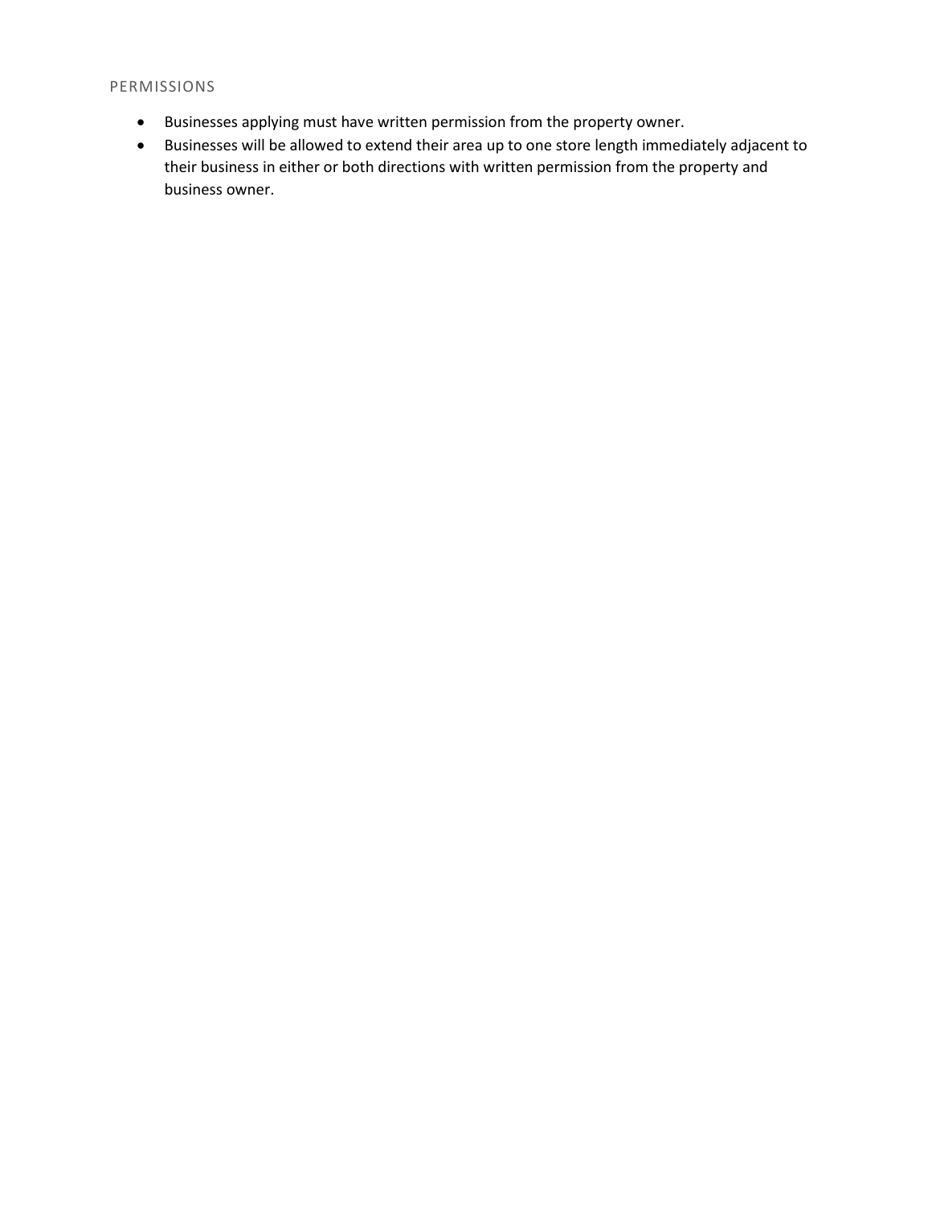## PERMISSIONS

- Businesses applying must have written permission from the property owner.
- Businesses will be allowed to extend their area up to one store length immediately adjacent to their business in either or both directions with written permission from the property and business owner.